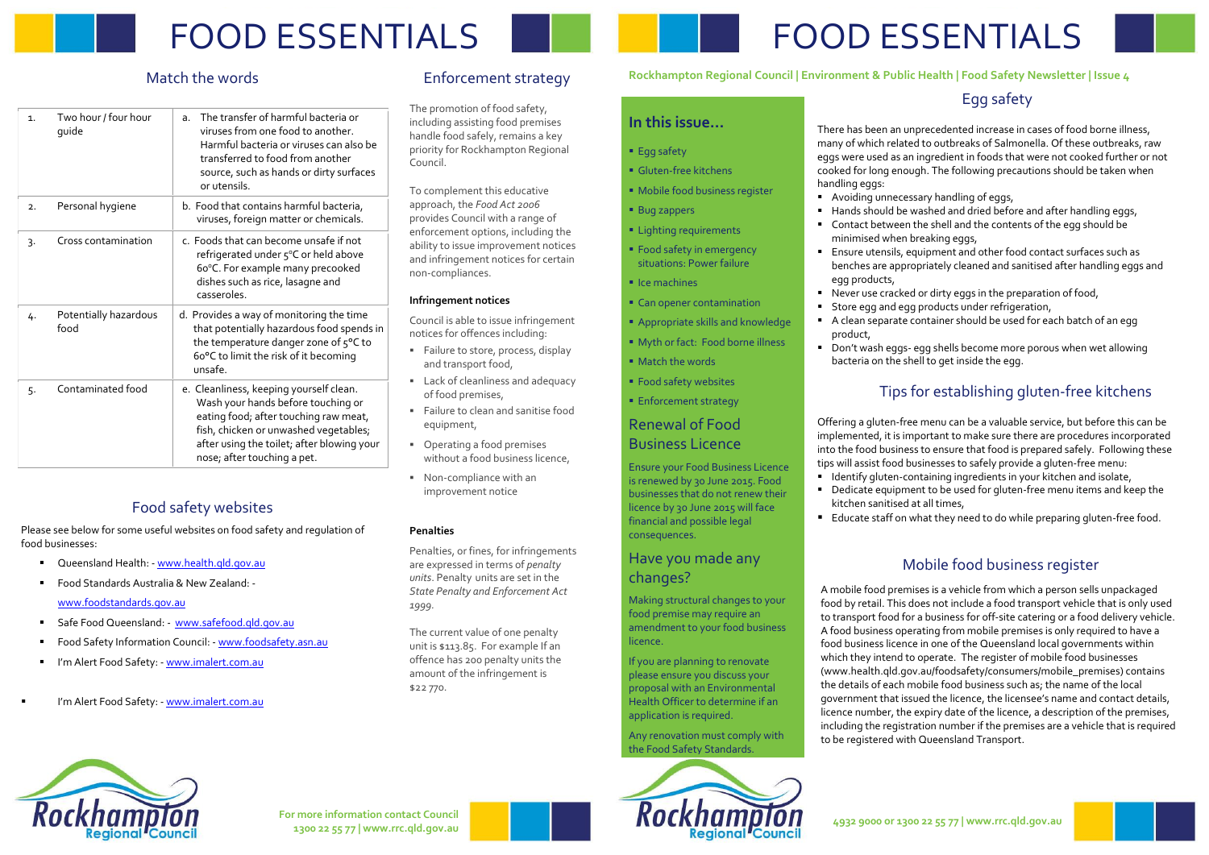# FOOD ESSENTIALS

## Match the words

| | | |
|---|---|---|
| 1. | Two hour / four hour guide | a. The transfer of harmful bacteria or viruses from one food to another. Harmful bacteria or viruses can also be transferred to food from another source, such as hands or dirty surfaces or utensils. |
| 2. | Personal hygiene | b. Food that contains harmful bacteria, viruses, foreign matter or chemicals. |
| 3. | Cross contamination | c. Foods that can become unsafe if not refrigerated under 5°C or held above 60°C. For example many precooked dishes such as rice, lasagne and casseroles. |
| 4. | Potentially hazardous food | d. Provides a way of monitoring the time that potentially hazardous food spends in the temperature danger zone of 5°C to 60°C to limit the risk of it becoming unsafe. |
| 5. | Contaminated food | e. Cleanliness, keeping yourself clean. Wash your hands before touching or eating food; after touching raw meat, fish, chicken or unwashed vegetables; after using the toilet; after blowing your nose; after touching a pet. |

## Food safety websites

Please see below for some useful websites on food safety and regulation of food businesses:

- Queensland Health: - www.health.qld.gov.au
- Food Standards Australia & New Zealand: - www.foodstandards.gov.au
- Safe Food Queensland: - www.safefood.qld.gov.au
- Food Safety Information Council: - www.foodsafety.asn.au
- I'm Alert Food Safety: - www.imalert.com.au
- I'm Alert Food Safety: - www.imalert.com.au

## Enforcement strategy

The promotion of food safety, including assisting food premises handle food safely, remains a key priority for Rockhampton Regional Council.

To complement this educative approach, the *Food Act 2006* provides Council with a range of enforcement options, including the ability to issue improvement notices and infringement notices for certain non-compliances.

**Infringement notices**

Council is able to issue infringement notices for offences including:

- Failure to store, process, display and transport food,
- Lack of cleanliness and adequacy of food premises,
- Failure to clean and sanitise food equipment,
- Operating a food premises without a food business licence,
- Non-compliance with an improvement notice

**Penalties**

Penalties, or fines, for infringements are expressed in terms of *penalty units*. Penalty units are set in the *State Penalty and Enforcement Act 1999*.

The current value of one penalty unit is $113.85. For example If an offence has 200 penalty units the amount of the infringement is $22 770.

For more information contact Council 1300 22 55 77 | www.rrc.qld.gov.au

# FOOD ESSENTIALS

**Rockhampton Regional Council | Environment & Public Health | Food Safety Newsletter | Issue 4**

## In this issue...

- Egg safety
- Gluten-free kitchens
- Mobile food business register
- Bug zappers
- Lighting requirements
- Food safety in emergency situations: Power failure
- Ice machines
- Can opener contamination
- Appropriate skills and knowledge
- Myth or fact: Food borne illness
- Match the words
- Food safety websites
- Enforcement strategy

## Renewal of Food Business Licence

Ensure your Food Business Licence is renewed by 30 June 2015. Food businesses that do not renew their licence by 30 June 2015 will face financial and possible legal consequences.

## Have you made any changes?

Making structural changes to your food premise may require an amendment to your food business licence.

If you are planning to renovate please ensure you discuss your proposal with an Environmental Health Officer to determine if an application is required.

Any renovation must comply with the Food Safety Standards.

## Egg safety

There has been an unprecedented increase in cases of food borne illness, many of which related to outbreaks of Salmonella. Of these outbreaks, raw eggs were used as an ingredient in foods that were not cooked further or not cooked for long enough. The following precautions should be taken when handling eggs:

- Avoiding unnecessary handling of eggs,
- Hands should be washed and dried before and after handling eggs,
- Contact between the shell and the contents of the egg should be minimised when breaking eggs,
- Ensure utensils, equipment and other food contact surfaces such as benches are appropriately cleaned and sanitised after handling eggs and egg products,
- Never use cracked or dirty eggs in the preparation of food,
- Store egg and egg products under refrigeration,
- A clean separate container should be used for each batch of an egg product,
- Don't wash eggs- egg shells become more porous when wet allowing bacteria on the shell to get inside the egg.

## Tips for establishing gluten-free kitchens

Offering a gluten-free menu can be a valuable service, but before this can be implemented, it is important to make sure there are procedures incorporated into the food business to ensure that food is prepared safely. Following these tips will assist food businesses to safely provide a gluten-free menu:

- Identify gluten-containing ingredients in your kitchen and isolate,
- Dedicate equipment to be used for gluten-free menu items and keep the kitchen sanitised at all times,
- Educate staff on what they need to do while preparing gluten-free food.

## Mobile food business register

A mobile food premises is a vehicle from which a person sells unpackaged food by retail. This does not include a food transport vehicle that is only used to transport food for a business for off-site catering or a food delivery vehicle. A food business operating from mobile premises is only required to have a food business licence in one of the Queensland local governments within which they intend to operate. The register of mobile food businesses (www.health.qld.gov.au/foodsafety/consumers/mobile_premises) contains the details of each mobile food business such as; the name of the local government that issued the licence, the licensee's name and contact details, licence number, the expiry date of the licence, a description of the premises, including the registration number if the premises are a vehicle that is required to be registered with Queensland Transport.

4932 9000 or 1300 22 55 77 | www.rrc.qld.gov.au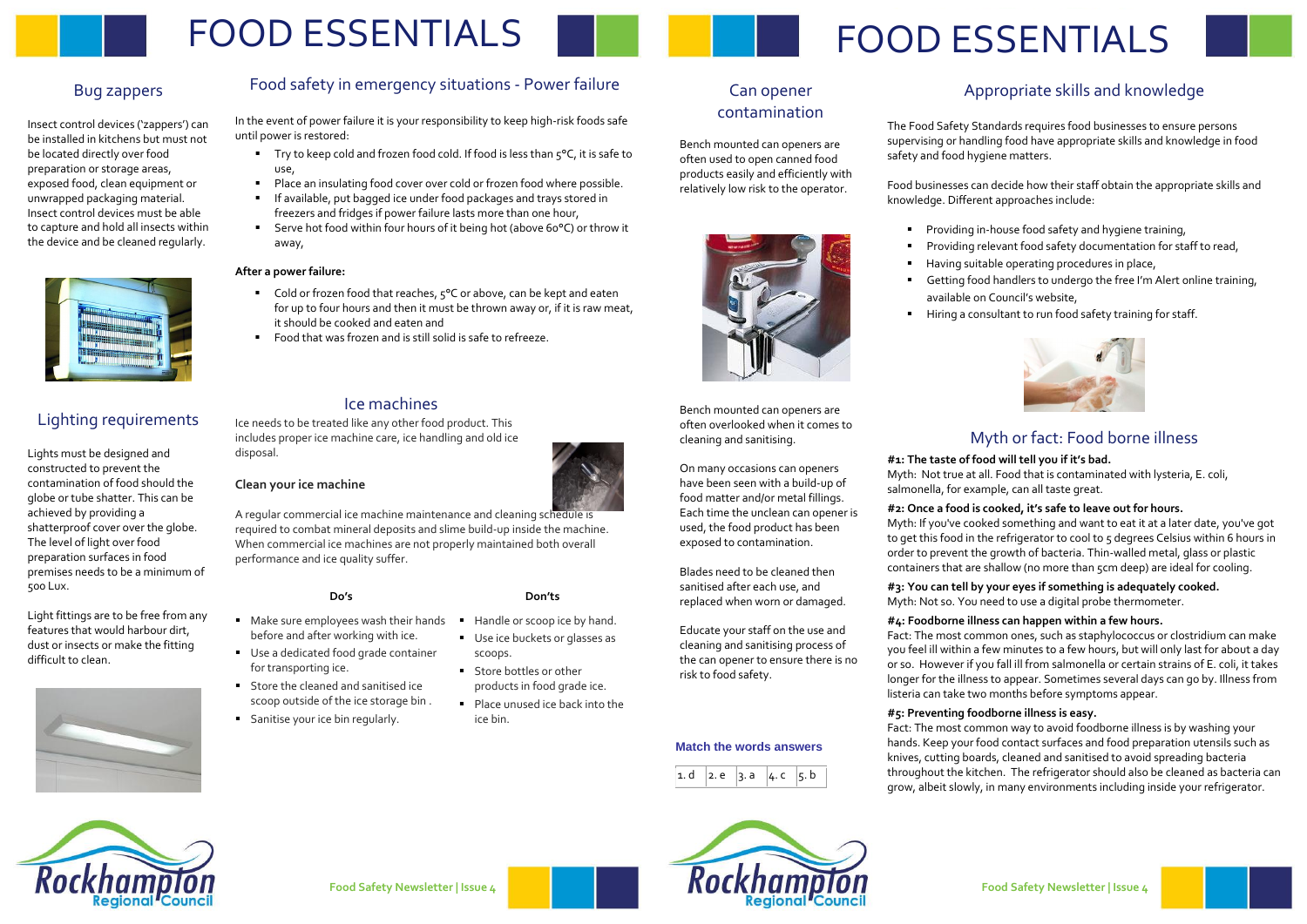# FOOD ESSENTIALS

## Bug zappers

Insect control devices ('zappers') can be installed in kitchens but must not be located directly over food preparation or storage areas, exposed food, clean equipment or unwrapped packaging material. Insect control devices must be able to capture and hold all insects within the device and be cleaned regularly.

## Lighting requirements

Lights must be designed and constructed to prevent the contamination of food should the globe or tube shatter. This can be achieved by providing a shatterproof cover over the globe. The level of light over food preparation surfaces in food premises needs to be a minimum of 500 Lux.

Light fittings are to be free from any features that would harbour dirt, dust or insects or make the fitting difficult to clean.

## Food safety in emergency situations - Power failure

In the event of power failure it is your responsibility to keep high-risk foods safe until power is restored:

- Try to keep cold and frozen food cold. If food is less than 5°C, it is safe to use,
- Place an insulating food cover over cold or frozen food where possible.
- If available, put bagged ice under food packages and trays stored in freezers and fridges if power failure lasts more than one hour,
- Serve hot food within four hours of it being hot (above 60°C) or throw it away,

**After a power failure:**

- Cold or frozen food that reaches, 5°C or above, can be kept and eaten for up to four hours and then it must be thrown away or, if it is raw meat, it should be cooked and eaten and
- Food that was frozen and is still solid is safe to refreeze.

## Ice machines

Ice needs to be treated like any other food product. This includes proper ice machine care, ice handling and old ice disposal.

**Clean your ice machine**

A regular commercial ice machine maintenance and cleaning schedule is required to combat mineral deposits and slime build-up inside the machine. When commercial ice machines are not properly maintained both overall performance and ice quality suffer.

**Do's**

- Make sure employees wash their hands before and after working with ice.
- Use a dedicated food grade container for transporting ice.
- Store the cleaned and sanitised ice scoop outside of the ice storage bin .
- Sanitise your ice bin regularly.

**Don'ts**

- Handle or scoop ice by hand.
- Use ice buckets or glasses as scoops.
- Store bottles or other products in food grade ice.
- Place unused ice back into the ice bin.

## Can opener contamination

Bench mounted can openers are often used to open canned food products easily and efficiently with relatively low risk to the operator.

Bench mounted can openers are often overlooked when it comes to cleaning and sanitising.

On many occasions can openers have been seen with a build-up of food matter and/or metal fillings. Each time the unclean can opener is used, the food product has been exposed to contamination.

Blades need to be cleaned then sanitised after each use, and replaced when worn or damaged.

Educate your staff on the use and cleaning and sanitising process of the can opener to ensure there is no risk to food safety.

**Match the words answers**

| | | | | |
|---|---|---|---|---|
| 1. d | 2. e | 3. a | 4. c | 5. b |

## Appropriate skills and knowledge

The Food Safety Standards requires food businesses to ensure persons supervising or handling food have appropriate skills and knowledge in food safety and food hygiene matters.

Food businesses can decide how their staff obtain the appropriate skills and knowledge. Different approaches include:

- Providing in-house food safety and hygiene training,
- Providing relevant food safety documentation for staff to read,
- Having suitable operating procedures in place,
- Getting food handlers to undergo the free I'm Alert online training, available on Council's website,
- Hiring a consultant to run food safety training for staff.

## Myth or fact: Food borne illness

**#1: The taste of food will tell you if it's bad.**
Myth: Not true at all. Food that is contaminated with lysteria, E. coli, salmonella, for example, can all taste great.

**#2: Once a food is cooked, it's safe to leave out for hours.**
Myth: If you've cooked something and want to eat it at a later date, you've got to get this food in the refrigerator to cool to 5 degrees Celsius within 6 hours in order to prevent the growth of bacteria. Thin-walled metal, glass or plastic containers that are shallow (no more than 5cm deep) are ideal for cooling.

**#3: You can tell by your eyes if something is adequately cooked.**
Myth: Not so. You need to use a digital probe thermometer.

**#4: Foodborne illness can happen within a few hours.**
Fact: The most common ones, such as staphylococcus or clostridium can make you feel ill within a few minutes to a few hours, but will only last for about a day or so. However if you fall ill from salmonella or certain strains of E. coli, it takes longer for the illness to appear. Sometimes several days can go by. Illness from listeria can take two months before symptoms appear.

**#5: Preventing foodborne illness is easy.**
Fact: The most common way to avoid foodborne illness is by washing your hands. Keep your food contact surfaces and food preparation utensils such as knives, cutting boards, cleaned and sanitised to avoid spreading bacteria throughout the kitchen. The refrigerator should also be cleaned as bacteria can grow, albeit slowly, in many environments including inside your refrigerator.

Rockhampton Regional Council